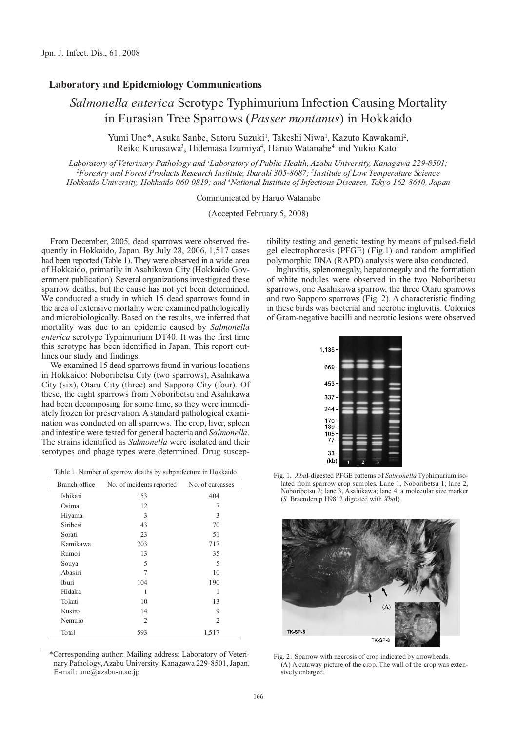## Laboratory and Epidemiology Communications

# *Salmonella enterica* Serotype Typhimurium Infection Causing Mortality in Eurasian Tree Sparrows (*Passer montanus*) in Hokkaido

Yumi Une*, Asuka Sanbe, Satoru Suzuki[1], Takeshi Niwa[1], Kazuto Kawakami[2], Reiko Kurosawa[3], Hidemasa Izumiya[4], Haruo Watanabe[4] and Yukio Kato[1]

*Laboratory of Veterinary Pathology and [1]Laboratory of Public Health, Azabu University, Kanagawa 229-8501; [2]Forestry and Forest Products Research Institute, Ibaraki 305-8687; [3]Institute of Low Temperature Science Hokkaido University, Hokkaido 060-0819; and [4]National Institute of Infectious Diseases, Tokyo 162-8640, Japan*

Communicated by Haruo Watanabe

(Accepted February 5, 2008)

From December, 2005, dead sparrows were observed frequently in Hokkaido, Japan. By July 28, 2006, 1,517 cases had been reported (Table 1). They were observed in a wide area of Hokkaido, primarily in Asahikawa City (Hokkaido Government publication). Several organizations investigated these sparrow deaths, but the cause has not yet been determined. We conducted a study in which 15 dead sparrows found in the area of extensive mortality were examined pathologically and microbiologically. Based on the results, we inferred that mortality was due to an epidemic caused by *Salmonella enterica* serotype Typhimurium DT40. It was the first time this serotype has been identified in Japan. This report outlines our study and findings.

We examined 15 dead sparrows found in various locations in Hokkaido: Noboribetsu City (two sparrows), Asahikawa City (six), Otaru City (three) and Sapporo City (four). Of these, the eight sparrows from Noboribetsu and Asahikawa had been decomposing for some time, so they were immediately frozen for preservation. A standard pathological examination was conducted on all sparrows. The crop, liver, spleen and intestine were tested for general bacteria and *Salmonella*. The strains identified as *Salmonella* were isolated and their serotypes and phage types were determined. Drug susceptibility testing and genetic testing by means of pulsed-field gel electrophoresis (PFGE) (Fig.1) and random amplified polymorphic DNA (RAPD) analysis were also conducted.

Table 1. Number of sparrow deaths by subprefecture in Hokkaido

| Branch office | No. of incidents reported | No. of carcasses |
|---|---|---|
| Ishikari | 153 | 404 |
| Osima | 12 | 7 |
| Hiyama | 3 | 3 |
| Siribesi | 43 | 70 |
| Sorati | 23 | 51 |
| Kamikawa | 203 | 717 |
| Rumoi | 13 | 35 |
| Souya | 5 | 5 |
| Abasiri | 7 | 10 |
| Iburi | 104 | 190 |
| Hidaka | 1 | 1 |
| Tokati | 10 | 13 |
| Kusiro | 14 | 9 |
| Nemuro | 2 | 2 |
| Total | 593 | 1,517 |

Ingluvitis, splenomegaly, hepatomegaly and the formation of white nodules were observed in the two Noboribetsu sparrows, one Asahikawa sparrow, the three Otaru sparrows and two Sapporo sparrows (Fig. 2). A characteristic finding in these birds was bacterial and necrotic ingluvitis. Colonies of Gram-negative bacilli and necrotic lesions were observed

Fig. 1. *Xba*I-digested PFGE patterns of *Salmonella* Typhimurium isolated from sparrow crop samples. Lane 1, Noboribetsu 1; lane 2, Noboribetsu 2; lane 3, Asahikawa; lane 4, a molecular size marker (*S*. Braenderup H9812 digested with *Xba*I).

Fig. 2. Sparrow with necrosis of crop indicated by arrowheads. (A) A cutaway picture of the crop. The wall of the crop was extensively enlarged.

*Corresponding author: Mailing address: Laboratory of Veterinary Pathology, Azabu University, Kanagawa 229-8501, Japan. E-mail: une@azabu-u.ac.jp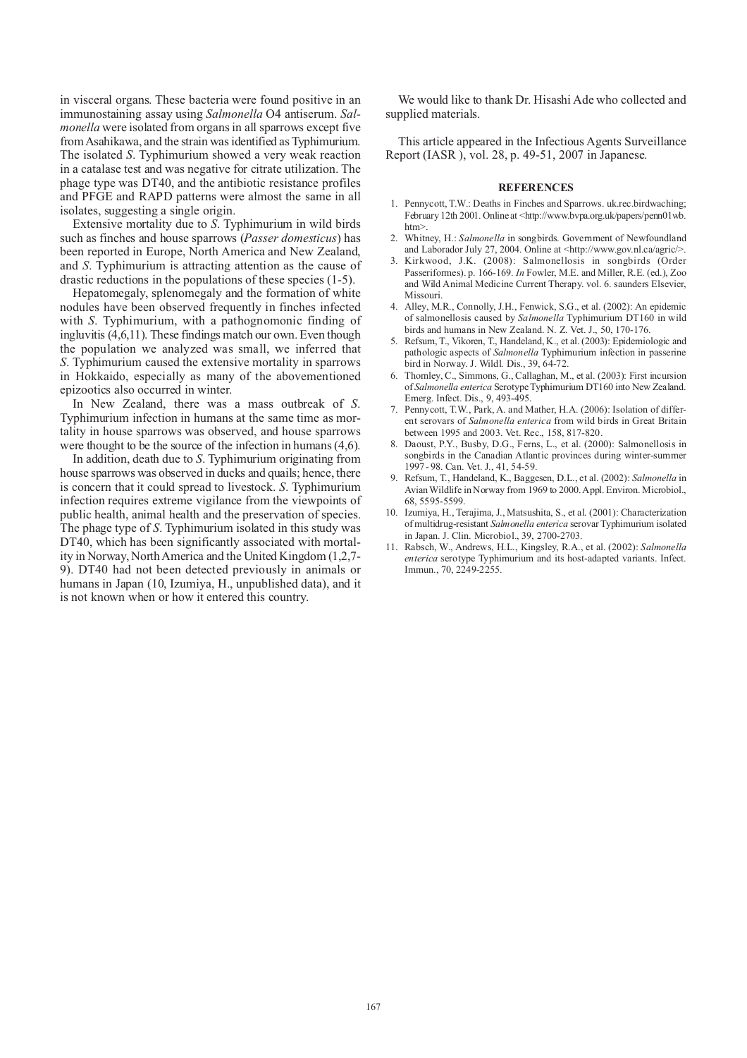in visceral organs. These bacteria were found positive in an immunostaining assay using *Salmonella* O4 antiserum. *Salmonella* were isolated from organs in all sparrows except five from Asahikawa, and the strain was identified as Typhimurium. The isolated *S*. Typhimurium showed a very weak reaction in a catalase test and was negative for citrate utilization. The phage type was DT40, and the antibiotic resistance profiles and PFGE and RAPD patterns were almost the same in all isolates, suggesting a single origin.

Extensive mortality due to *S*. Typhimurium in wild birds such as finches and house sparrows (*Passer domesticus*) has been reported in Europe, North America and New Zealand, and *S*. Typhimurium is attracting attention as the cause of drastic reductions in the populations of these species (1-5).

Hepatomegaly, splenomegaly and the formation of white nodules have been observed frequently in finches infected with *S*. Typhimurium, with a pathognomonic finding of ingluvitis (4,6,11). These findings match our own. Even though the population we analyzed was small, we inferred that *S*. Typhimurium caused the extensive mortality in sparrows in Hokkaido, especially as many of the abovementioned epizootics also occurred in winter.

In New Zealand, there was a mass outbreak of *S*. Typhimurium infection in humans at the same time as mortality in house sparrows was observed, and house sparrows were thought to be the source of the infection in humans (4,6).

In addition, death due to *S*. Typhimurium originating from house sparrows was observed in ducks and quails; hence, there is concern that it could spread to livestock. *S*. Typhimurium infection requires extreme vigilance from the viewpoints of public health, animal health and the preservation of species. The phage type of *S*. Typhimurium isolated in this study was DT40, which has been significantly associated with mortality in Norway, North America and the United Kingdom (1,2,7-9). DT40 had not been detected previously in animals or humans in Japan (10, Izumiya, H., unpublished data), and it is not known when or how it entered this country.

We would like to thank Dr. Hisashi Ade who collected and supplied materials.

This article appeared in the Infectious Agents Surveillance Report (IASR ), vol. 28, p. 49-51, 2007 in Japanese.

### REFERENCES

1. Pennycott, T.W.: Deaths in Finches and Sparrows. uk.rec.birdwaching; February 12th 2001. Online at <http://www.bvpa.org.uk/papers/penn01wb.htm>.
2. Whitney, H.: *Salmonella* in songbirds. Government of Newfoundland and Laborador July 27, 2004. Online at <http://www.gov.nl.ca/agric/>.
3. Kirkwood, J.K. (2008): Salmonellosis in songbirds (Order Passeriformes). p. 166-169. *In* Fowler, M.E. and Miller, R.E. (ed.), Zoo and Wild Animal Medicine Current Therapy. vol. 6. saunders Elsevier, Missouri.
4. Alley, M.R., Connolly, J.H., Fenwick, S.G., et al. (2002): An epidemic of salmonellosis caused by *Salmonella* Typhimurium DT160 in wild birds and humans in New Zealand. N. Z. Vet. J., 50, 170-176.
5. Refsum, T., Vikoren, T., Handeland, K., et al. (2003): Epidemiologic and pathologic aspects of *Salmonella* Typhimurium infection in passerine bird in Norway. J. Wildl. Dis., 39, 64-72.
6. Thornley, C., Simmons, G., Callaghan, M., et al. (2003): First incursion of *Salmonella enterica* Serotype Typhimurium DT160 into New Zealand. Emerg. Infect. Dis., 9, 493-495.
7. Pennycott, T.W., Park, A. and Mather, H.A. (2006): Isolation of different serovars of *Salmonella enterica* from wild birds in Great Britain between 1995 and 2003. Vet. Rec., 158, 817-820.
8. Daoust, P.Y., Busby, D.G., Ferns, L., et al. (2000): Salmonellosis in songbirds in the Canadian Atlantic provinces during winter-summer 1997 - 98. Can. Vet. J., 41, 54-59.
9. Refsum, T., Handeland, K., Baggesen, D.L., et al. (2002): *Salmonella* in Avian Wildlife in Norway from 1969 to 2000. Appl. Environ. Microbiol., 68, 5595-5599.
10. Izumiya, H., Terajima, J., Matsushita, S., et al. (2001): Characterization of multidrug-resistant *Salmonella enterica* serovar Typhimurium isolated in Japan. J. Clin. Microbiol., 39, 2700-2703.
11. Rabsch, W., Andrews, H.L., Kingsley, R.A., et al. (2002): *Salmonella enterica* serotype Typhimurium and its host-adapted variants. Infect. Immun., 70, 2249-2255.